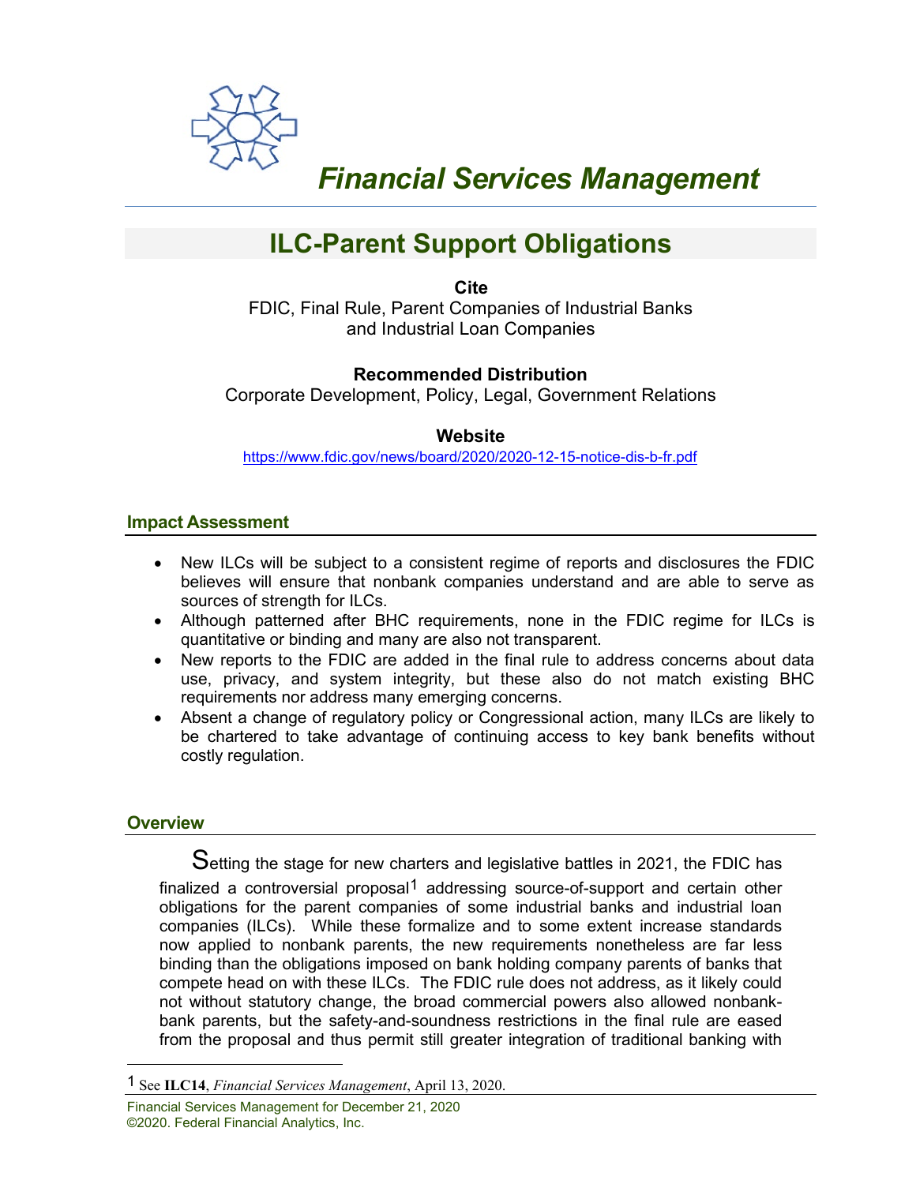# Financial Services Management

## ILC-Parent Support Obligations

**Cite**

FDIC, Final Rule, Parent Companies of Industrial Banks and Industrial Loan Companies

**Recommended Distribution**

Corporate Development, Policy, Legal, Government Relations

**Website**

https://www.fdic.gov/news/board/2020/2020-12-15-notice-dis-b-fr.pdf

### Impact Assessment

- New ILCs will be subject to a consistent regime of reports and disclosures the FDIC believes will ensure that nonbank companies understand and are able to serve as sources of strength for ILCs.
- Although patterned after BHC requirements, none in the FDIC regime for ILCs is quantitative or binding and many are also not transparent.
- New reports to the FDIC are added in the final rule to address concerns about data use, privacy, and system integrity, but these also do not match existing BHC requirements nor address many emerging concerns.
- Absent a change of regulatory policy or Congressional action, many ILCs are likely to be chartered to take advantage of continuing access to key bank benefits without costly regulation.

### Overview

Setting the stage for new charters and legislative battles in 2021, the FDIC has finalized a controversial proposal[1] addressing source-of-support and certain other obligations for the parent companies of some industrial banks and industrial loan companies (ILCs). While these formalize and to some extent increase standards now applied to nonbank parents, the new requirements nonetheless are far less binding than the obligations imposed on bank holding company parents of banks that compete head on with these ILCs. The FDIC rule does not address, as it likely could not without statutory change, the broad commercial powers also allowed nonbank-bank parents, but the safety-and-soundness restrictions in the final rule are eased from the proposal and thus permit still greater integration of traditional banking with

[1] See **ILC14**, *Financial Services Management*, April 13, 2020.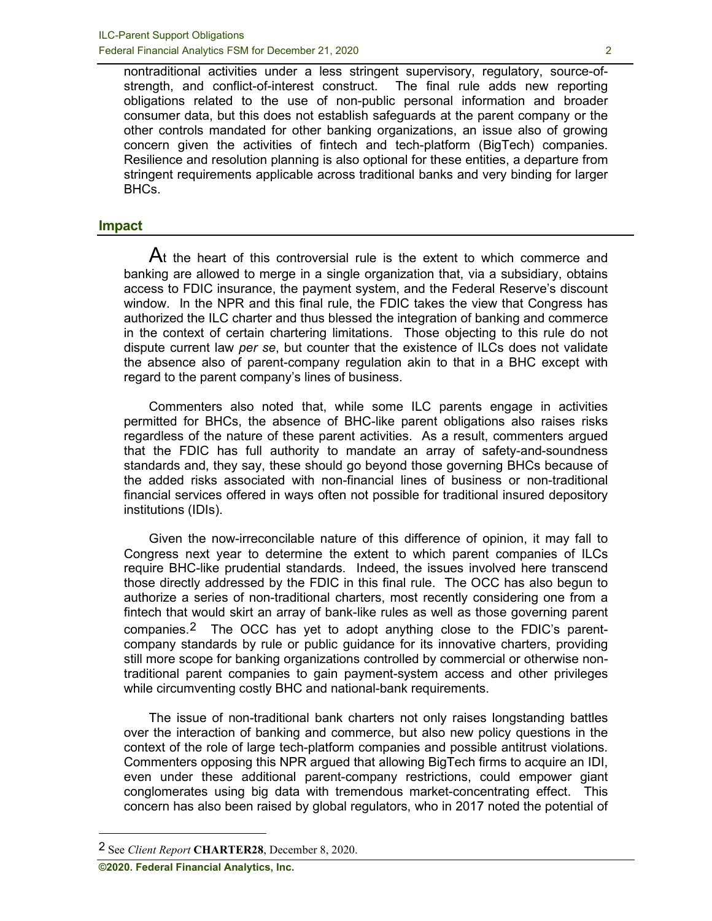nontraditional activities under a less stringent supervisory, regulatory, source-of-strength, and conflict-of-interest construct. The final rule adds new reporting obligations related to the use of non-public personal information and broader consumer data, but this does not establish safeguards at the parent company or the other controls mandated for other banking organizations, an issue also of growing concern given the activities of fintech and tech-platform (BigTech) companies. Resilience and resolution planning is also optional for these entities, a departure from stringent requirements applicable across traditional banks and very binding for larger BHCs.

## Impact

At the heart of this controversial rule is the extent to which commerce and banking are allowed to merge in a single organization that, via a subsidiary, obtains access to FDIC insurance, the payment system, and the Federal Reserve's discount window. In the NPR and this final rule, the FDIC takes the view that Congress has authorized the ILC charter and thus blessed the integration of banking and commerce in the context of certain chartering limitations. Those objecting to this rule do not dispute current law *per se*, but counter that the existence of ILCs does not validate the absence also of parent-company regulation akin to that in a BHC except with regard to the parent company's lines of business.

Commenters also noted that, while some ILC parents engage in activities permitted for BHCs, the absence of BHC-like parent obligations also raises risks regardless of the nature of these parent activities. As a result, commenters argued that the FDIC has full authority to mandate an array of safety-and-soundness standards and, they say, these should go beyond those governing BHCs because of the added risks associated with non-financial lines of business or non-traditional financial services offered in ways often not possible for traditional insured depository institutions (IDIs).

Given the now-irreconcilable nature of this difference of opinion, it may fall to Congress next year to determine the extent to which parent companies of ILCs require BHC-like prudential standards. Indeed, the issues involved here transcend those directly addressed by the FDIC in this final rule. The OCC has also begun to authorize a series of non-traditional charters, most recently considering one from a fintech that would skirt an array of bank-like rules as well as those governing parent companies.[2] The OCC has yet to adopt anything close to the FDIC's parent-company standards by rule or public guidance for its innovative charters, providing still more scope for banking organizations controlled by commercial or otherwise non-traditional parent companies to gain payment-system access and other privileges while circumventing costly BHC and national-bank requirements.

The issue of non-traditional bank charters not only raises longstanding battles over the interaction of banking and commerce, but also new policy questions in the context of the role of large tech-platform companies and possible antitrust violations. Commenters opposing this NPR argued that allowing BigTech firms to acquire an IDI, even under these additional parent-company restrictions, could empower giant conglomerates using big data with tremendous market-concentrating effect. This concern has also been raised by global regulators, who in 2017 noted the potential of

---

[2] See *Client Report* **CHARTER28**, December 8, 2020.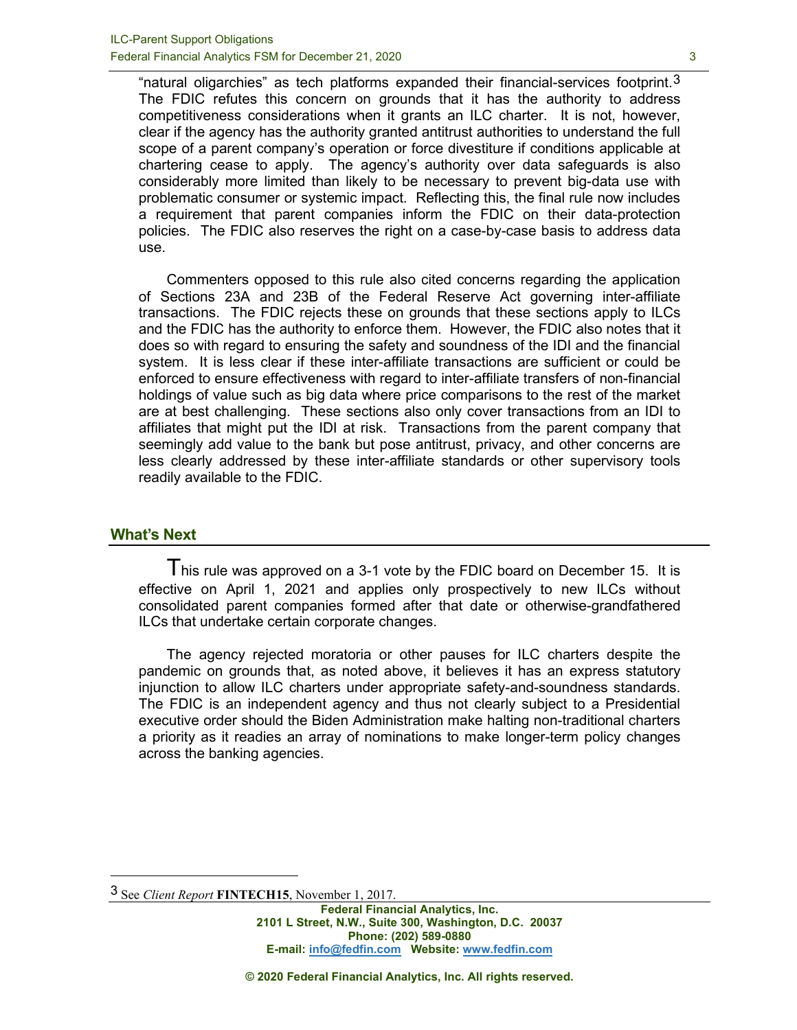"natural oligarchies" as tech platforms expanded their financial-services footprint.[3] The FDIC refutes this concern on grounds that it has the authority to address competitiveness considerations when it grants an ILC charter. It is not, however, clear if the agency has the authority granted antitrust authorities to understand the full scope of a parent company's operation or force divestiture if conditions applicable at chartering cease to apply. The agency's authority over data safeguards is also considerably more limited than likely to be necessary to prevent big-data use with problematic consumer or systemic impact. Reflecting this, the final rule now includes a requirement that parent companies inform the FDIC on their data-protection policies. The FDIC also reserves the right on a case-by-case basis to address data use.

Commenters opposed to this rule also cited concerns regarding the application of Sections 23A and 23B of the Federal Reserve Act governing inter-affiliate transactions. The FDIC rejects these on grounds that these sections apply to ILCs and the FDIC has the authority to enforce them. However, the FDIC also notes that it does so with regard to ensuring the safety and soundness of the IDI and the financial system. It is less clear if these inter-affiliate transactions are sufficient or could be enforced to ensure effectiveness with regard to inter-affiliate transfers of non-financial holdings of value such as big data where price comparisons to the rest of the market are at best challenging. These sections also only cover transactions from an IDI to affiliates that might put the IDI at risk. Transactions from the parent company that seemingly add value to the bank but pose antitrust, privacy, and other concerns are less clearly addressed by these inter-affiliate standards or other supervisory tools readily available to the FDIC.

## What's Next

This rule was approved on a 3-1 vote by the FDIC board on December 15. It is effective on April 1, 2021 and applies only prospectively to new ILCs without consolidated parent companies formed after that date or otherwise-grandfathered ILCs that undertake certain corporate changes.

The agency rejected moratoria or other pauses for ILC charters despite the pandemic on grounds that, as noted above, it believes it has an express statutory injunction to allow ILC charters under appropriate safety-and-soundness standards. The FDIC is an independent agency and thus not clearly subject to a Presidential executive order should the Biden Administration make halting non-traditional charters a priority as it readies an array of nominations to make longer-term policy changes across the banking agencies.

[3] See *Client Report* **FINTECH15**, November 1, 2017.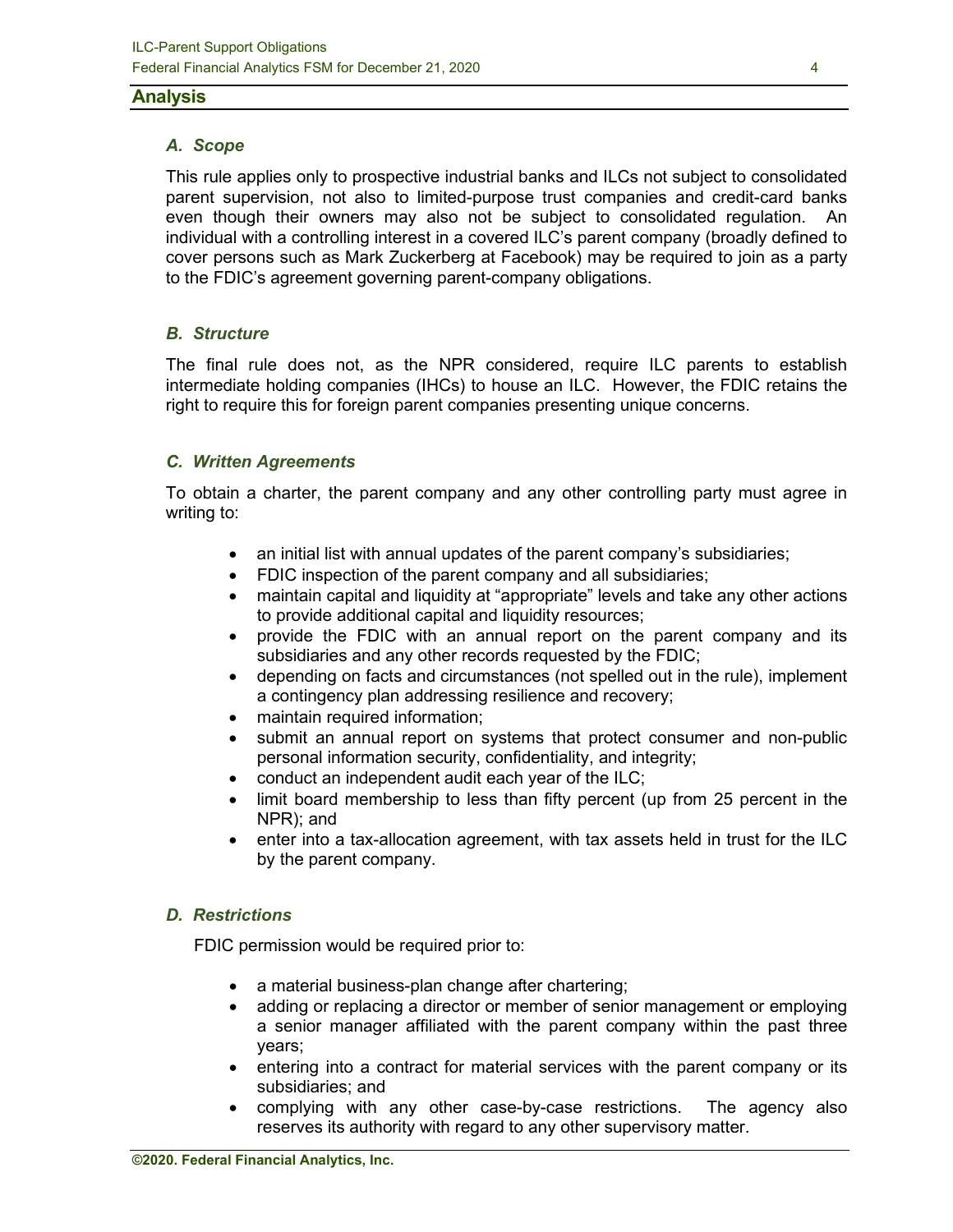## Analysis

### *A. Scope*

This rule applies only to prospective industrial banks and ILCs not subject to consolidated parent supervision, not also to limited-purpose trust companies and credit-card banks even though their owners may also not be subject to consolidated regulation. An individual with a controlling interest in a covered ILC's parent company (broadly defined to cover persons such as Mark Zuckerberg at Facebook) may be required to join as a party to the FDIC's agreement governing parent-company obligations.

### *B. Structure*

The final rule does not, as the NPR considered, require ILC parents to establish intermediate holding companies (IHCs) to house an ILC. However, the FDIC retains the right to require this for foreign parent companies presenting unique concerns.

### *C. Written Agreements*

To obtain a charter, the parent company and any other controlling party must agree in writing to:

- an initial list with annual updates of the parent company's subsidiaries;
- FDIC inspection of the parent company and all subsidiaries;
- maintain capital and liquidity at "appropriate" levels and take any other actions to provide additional capital and liquidity resources;
- provide the FDIC with an annual report on the parent company and its subsidiaries and any other records requested by the FDIC;
- depending on facts and circumstances (not spelled out in the rule), implement a contingency plan addressing resilience and recovery;
- maintain required information;
- submit an annual report on systems that protect consumer and non-public personal information security, confidentiality, and integrity;
- conduct an independent audit each year of the ILC;
- limit board membership to less than fifty percent (up from 25 percent in the NPR); and
- enter into a tax-allocation agreement, with tax assets held in trust for the ILC by the parent company.

### *D. Restrictions*

FDIC permission would be required prior to:

- a material business-plan change after chartering;
- adding or replacing a director or member of senior management or employing a senior manager affiliated with the parent company within the past three years;
- entering into a contract for material services with the parent company or its subsidiaries; and
- complying with any other case-by-case restrictions. The agency also reserves its authority with regard to any other supervisory matter.